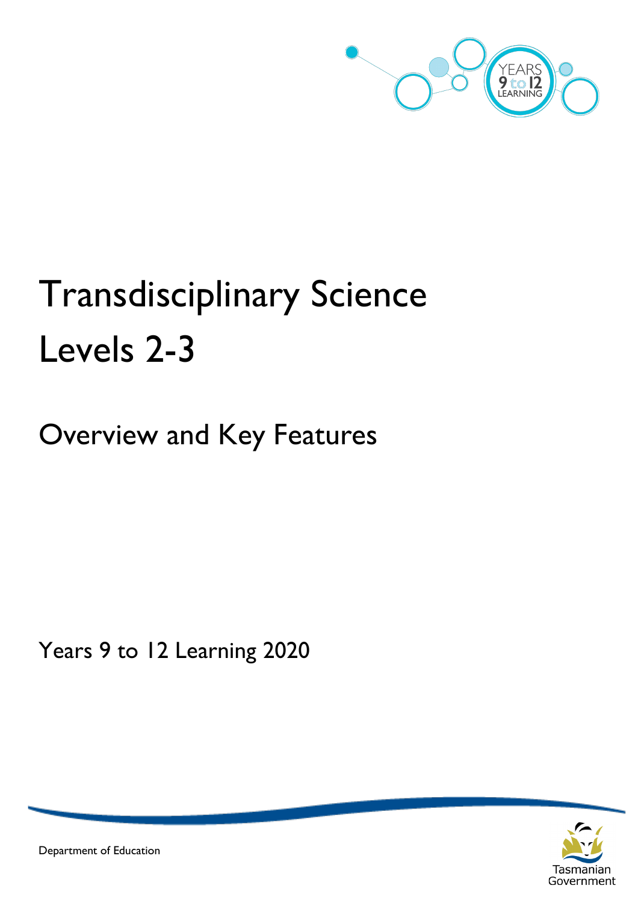# Transdisciplinary Science Levels 2-3

## Overview and Key Features

Years 9 to 12 Learning 2020

Department of Education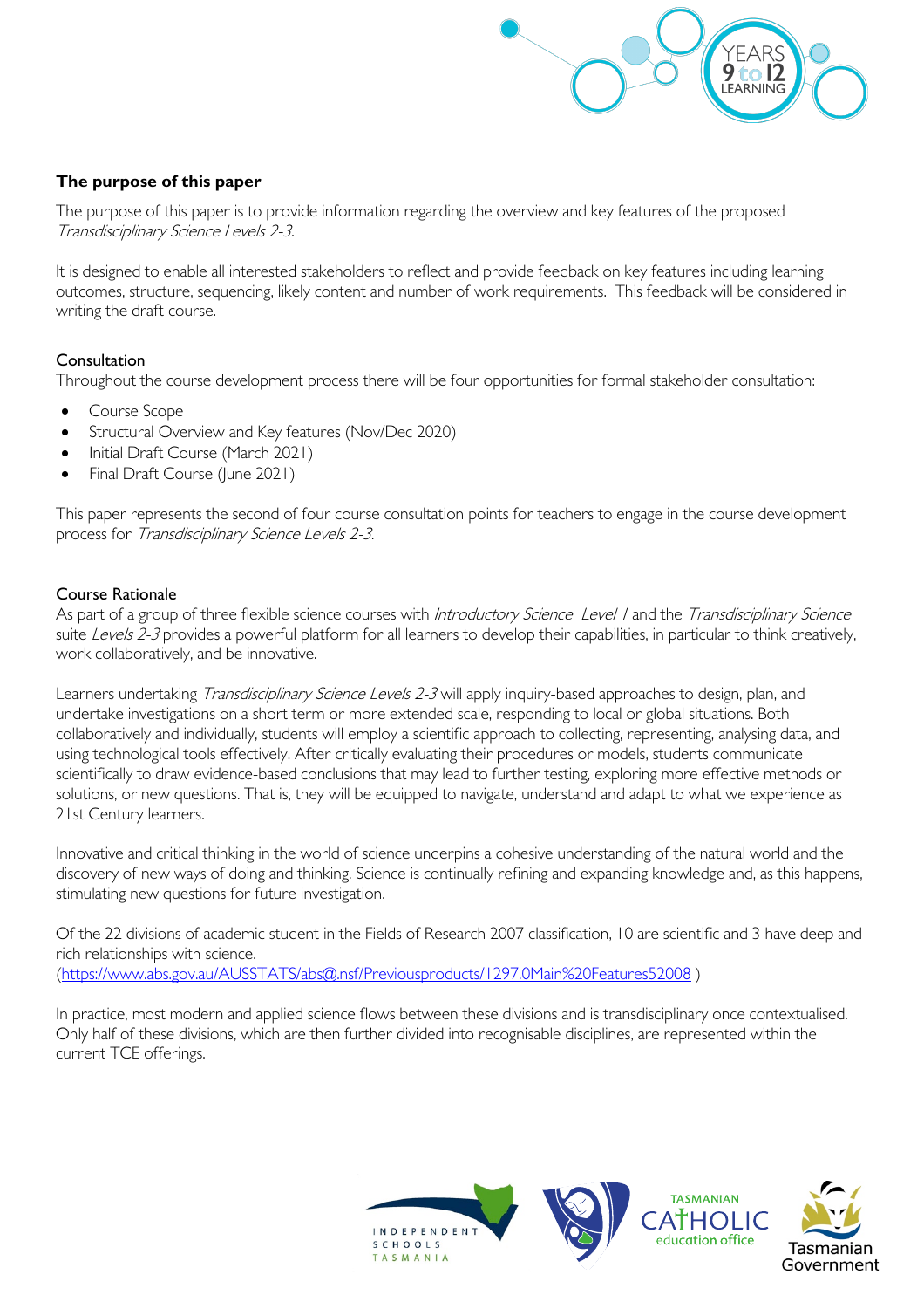### The purpose of this paper

The purpose of this paper is to provide information regarding the overview and key features of the proposed *Transdisciplinary Science Levels 2-3.*

It is designed to enable all interested stakeholders to reflect and provide feedback on key features including learning outcomes, structure, sequencing, likely content and number of work requirements. This feedback will be considered in writing the draft course.

#### Consultation

Throughout the course development process there will be four opportunities for formal stakeholder consultation:

- Course Scope
- Structural Overview and Key features (Nov/Dec 2020)
- Initial Draft Course (March 2021)
- Final Draft Course (June 2021)

This paper represents the second of four course consultation points for teachers to engage in the course development process for *Transdisciplinary Science Levels 2-3.*

#### Course Rationale

As part of a group of three flexible science courses with *Introductory Science Level 1* and the *Transdisciplinary Science* suite *Levels 2-3* provides a powerful platform for all learners to develop their capabilities, in particular to think creatively, work collaboratively, and be innovative.

Learners undertaking *Transdisciplinary Science Levels 2-3* will apply inquiry-based approaches to design, plan, and undertake investigations on a short term or more extended scale, responding to local or global situations. Both collaboratively and individually, students will employ a scientific approach to collecting, representing, analysing data, and using technological tools effectively. After critically evaluating their procedures or models, students communicate scientifically to draw evidence-based conclusions that may lead to further testing, exploring more effective methods or solutions, or new questions. That is, they will be equipped to navigate, understand and adapt to what we experience as 21st Century learners.

Innovative and critical thinking in the world of science underpins a cohesive understanding of the natural world and the discovery of new ways of doing and thinking. Science is continually refining and expanding knowledge and, as this happens, stimulating new questions for future investigation.

Of the 22 divisions of academic student in the Fields of Research 2007 classification, 10 are scientific and 3 have deep and rich relationships with science.
([https://www.abs.gov.au/AUSSTATS/abs@.nsf/Previousproducts/1297.0Main%20Features52008](https://www.abs.gov.au/AUSSTATS/abs@.nsf/Previousproducts/1297.0Main%20Features52008) )

In practice, most modern and applied science flows between these divisions and is transdisciplinary once contextualised. Only half of these divisions, which are then further divided into recognisable disciplines, are represented within the current TCE offerings.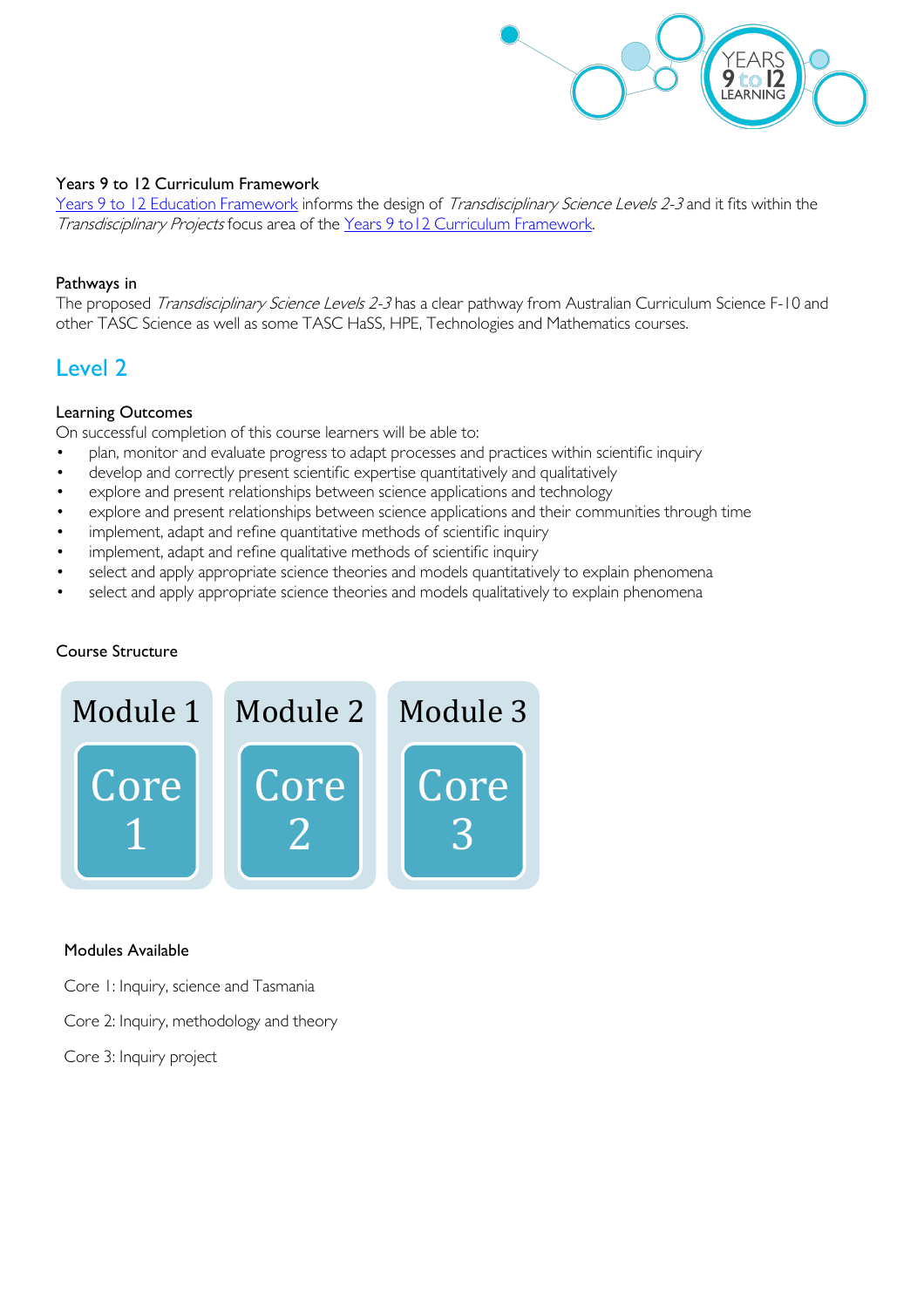#### Years 9 to 12 Curriculum Framework

[Years 9 to 12 Education Framework](#) informs the design of *Transdisciplinary Science Levels 2-3* and it fits within the *Transdisciplinary Projects* focus area of the [Years 9 to12 Curriculum Framework](#).

#### Pathways in

The proposed *Transdisciplinary Science Levels 2-3* has a clear pathway from Australian Curriculum Science F-10 and other TASC Science as well as some TASC HaSS, HPE, Technologies and Mathematics courses.

## Level 2

#### Learning Outcomes

On successful completion of this course learners will be able to:

- plan, monitor and evaluate progress to adapt processes and practices within scientific inquiry
- develop and correctly present scientific expertise quantitatively and qualitatively
- explore and present relationships between science applications and technology
- explore and present relationships between science applications and their communities through time
- implement, adapt and refine quantitative methods of scientific inquiry
- implement, adapt and refine qualitative methods of scientific inquiry
- select and apply appropriate science theories and models quantitatively to explain phenomena
- select and apply appropriate science theories and models qualitatively to explain phenomena

#### Course Structure

| Module 1 | Module 2 | Module 3 |
|---|---|---|
| Core 1 | Core 2 | Core 3 |

#### Modules Available

Core 1: Inquiry, science and Tasmania

Core 2: Inquiry, methodology and theory

Core 3: Inquiry project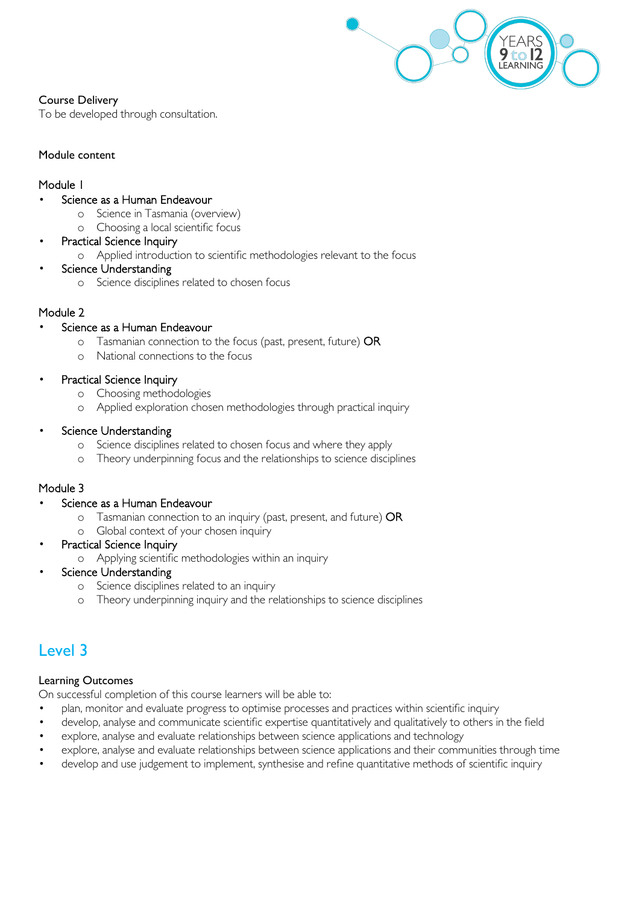Course Delivery
To be developed through consultation.

Module content

Module 1

- Science as a Human Endeavour
  - Science in Tasmania (overview)
  - Choosing a local scientific focus
- Practical Science Inquiry
  - Applied introduction to scientific methodologies relevant to the focus
- Science Understanding
  - Science disciplines related to chosen focus

Module 2

- Science as a Human Endeavour
  - Tasmanian connection to the focus (past, present, future) OR
  - National connections to the focus
- Practical Science Inquiry
  - Choosing methodologies
  - Applied exploration chosen methodologies through practical inquiry
- Science Understanding
  - Science disciplines related to chosen focus and where they apply
  - Theory underpinning focus and the relationships to science disciplines

Module 3

- Science as a Human Endeavour
  - Tasmanian connection to an inquiry (past, present, and future) OR
  - Global context of your chosen inquiry
- Practical Science Inquiry
  - Applying scientific methodologies within an inquiry
- Science Understanding
  - Science disciplines related to an inquiry
  - Theory underpinning inquiry and the relationships to science disciplines

## Level 3

Learning Outcomes
On successful completion of this course learners will be able to:

- plan, monitor and evaluate progress to optimise processes and practices within scientific inquiry
- develop, analyse and communicate scientific expertise quantitatively and qualitatively to others in the field
- explore, analyse and evaluate relationships between science applications and technology
- explore, analyse and evaluate relationships between science applications and their communities through time
- develop and use judgement to implement, synthesise and refine quantitative methods of scientific inquiry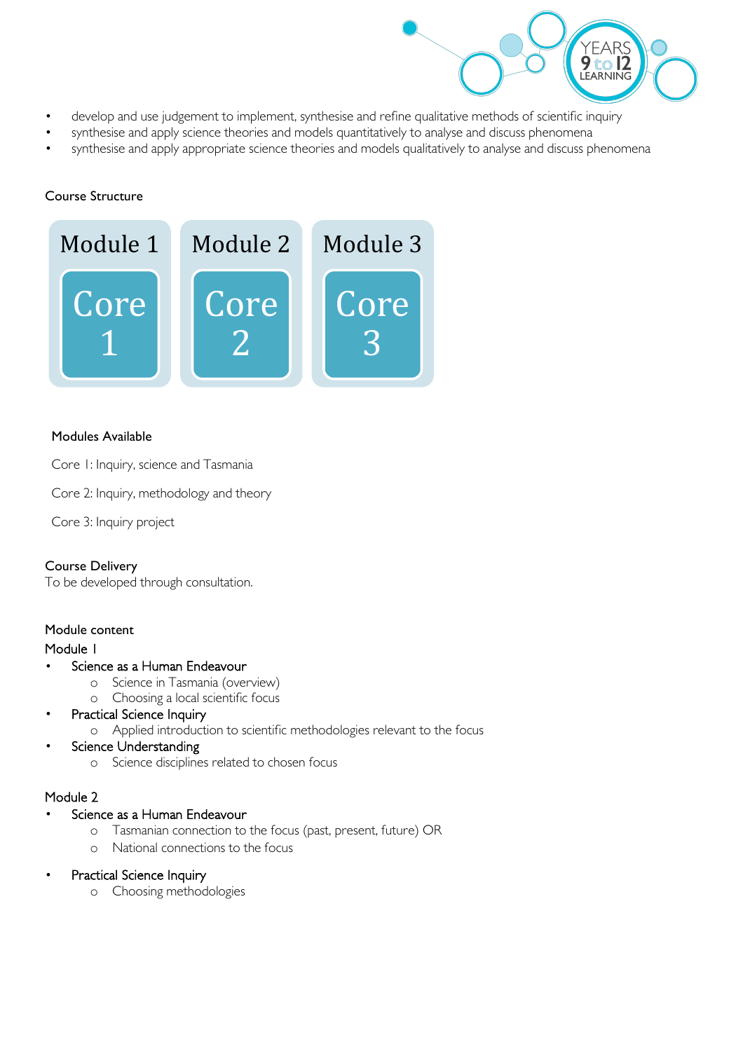- develop and use judgement to implement, synthesise and refine qualitative methods of scientific inquiry
- synthesise and apply science theories and models quantitatively to analyse and discuss phenomena
- synthesise and apply appropriate science theories and models qualitatively to analyse and discuss phenomena

## Course Structure

| Module 1 | Module 2 | Module 3 |
|---|---|---|
| Core 1 | Core 2 | Core 3 |

### Modules Available

Core 1: Inquiry, science and Tasmania

Core 2: Inquiry, methodology and theory

Core 3: Inquiry project

## Course Delivery

To be developed through consultation.

## Module content

### Module 1

- Science as a Human Endeavour
  - Science in Tasmania (overview)
  - Choosing a local scientific focus
- Practical Science Inquiry
  - Applied introduction to scientific methodologies relevant to the focus
- Science Understanding
  - Science disciplines related to chosen focus

### Module 2

- Science as a Human Endeavour
  - Tasmanian connection to the focus (past, present, future) OR
  - National connections to the focus
- Practical Science Inquiry
  - Choosing methodologies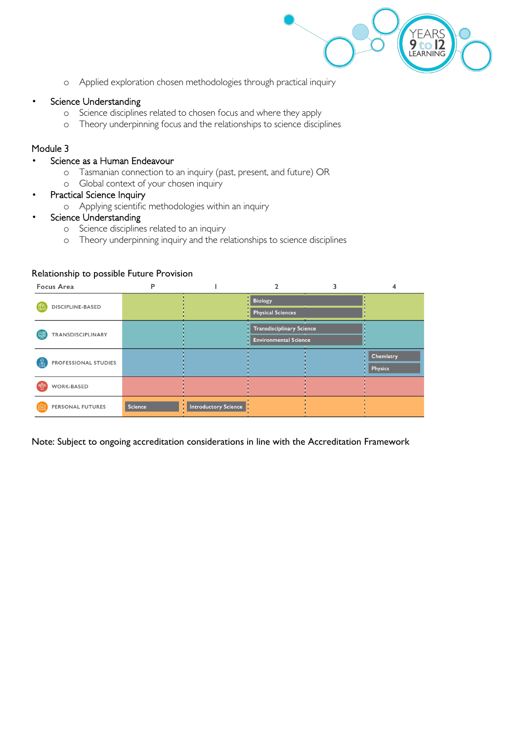- o Applied exploration chosen methodologies through practical inquiry

- Science Understanding
  - o Science disciplines related to chosen focus and where they apply
  - o Theory underpinning focus and the relationships to science disciplines

Module 3

- Science as a Human Endeavour
  - o Tasmanian connection to an inquiry (past, present, and future) OR
  - o Global context of your chosen inquiry
- Practical Science Inquiry
  - o Applying scientific methodologies within an inquiry
- Science Understanding
  - o Science disciplines related to an inquiry
  - o Theory underpinning inquiry and the relationships to science disciplines

Relationship to possible Future Provision

| Focus Area | P | I | 2 | 3 | 4 |
|---|---|---|---|---|---|
| DISCIPLINE-BASED | | | Biology<br>Physical Sciences | | |
| TRANSDISCIPLINARY | | | Transdisciplinary Science<br>Environmental Science | | |
| PROFESSIONAL STUDIES | | | | | Chemistry<br>Physics |
| WORK-BASED | | | | | |
| PERSONAL FUTURES | Science | Introductory Science | | | |

Note: Subject to ongoing accreditation considerations in line with the Accreditation Framework